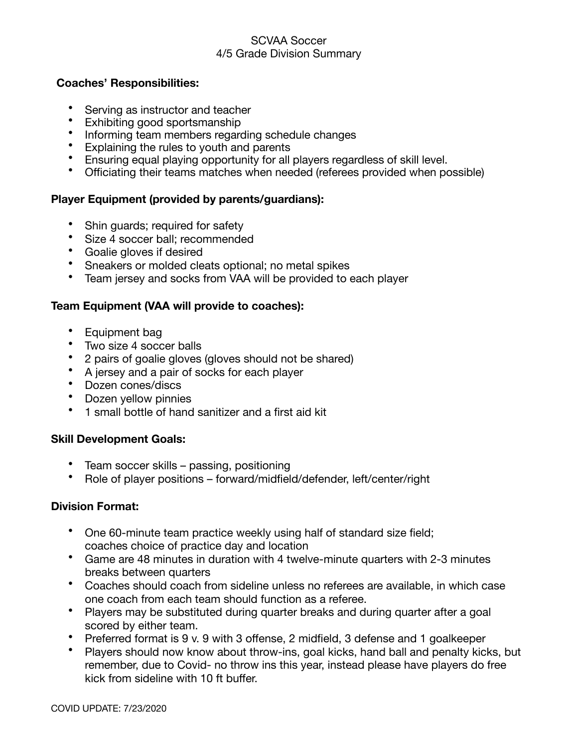# SCVAA Soccer
## 4/5 Grade Division Summary

**Coaches' Responsibilities:**

- Serving as instructor and teacher
- Exhibiting good sportsmanship
- Informing team members regarding schedule changes
- Explaining the rules to youth and parents
- Ensuring equal playing opportunity for all players regardless of skill level.
- Officiating their teams matches when needed (referees provided when possible)

**Player Equipment (provided by parents/guardians):**

- Shin guards; required for safety
- Size 4 soccer ball; recommended
- Goalie gloves if desired
- Sneakers or molded cleats optional; no metal spikes
- Team jersey and socks from VAA will be provided to each player

**Team Equipment (VAA will provide to coaches):**

- Equipment bag
- Two size 4 soccer balls
- 2 pairs of goalie gloves (gloves should not be shared)
- A jersey and a pair of socks for each player
- Dozen cones/discs
- Dozen yellow pinnies
- 1 small bottle of hand sanitizer and a first aid kit

**Skill Development Goals:**

- Team soccer skills – passing, positioning
- Role of player positions – forward/midfield/defender, left/center/right

**Division Format:**

- One 60-minute team practice weekly using half of standard size field; coaches choice of practice day and location
- Game are 48 minutes in duration with 4 twelve-minute quarters with 2-3 minutes breaks between quarters
- Coaches should coach from sideline unless no referees are available, in which case one coach from each team should function as a referee.
- Players may be substituted during quarter breaks and during quarter after a goal scored by either team.
- Preferred format is 9 v. 9 with 3 offense, 2 midfield, 3 defense and 1 goalkeeper
- Players should now know about throw-ins, goal kicks, hand ball and penalty kicks, but remember, due to Covid- no throw ins this year, instead please have players do free kick from sideline with 10 ft buffer.

COVID UPDATE: 7/23/2020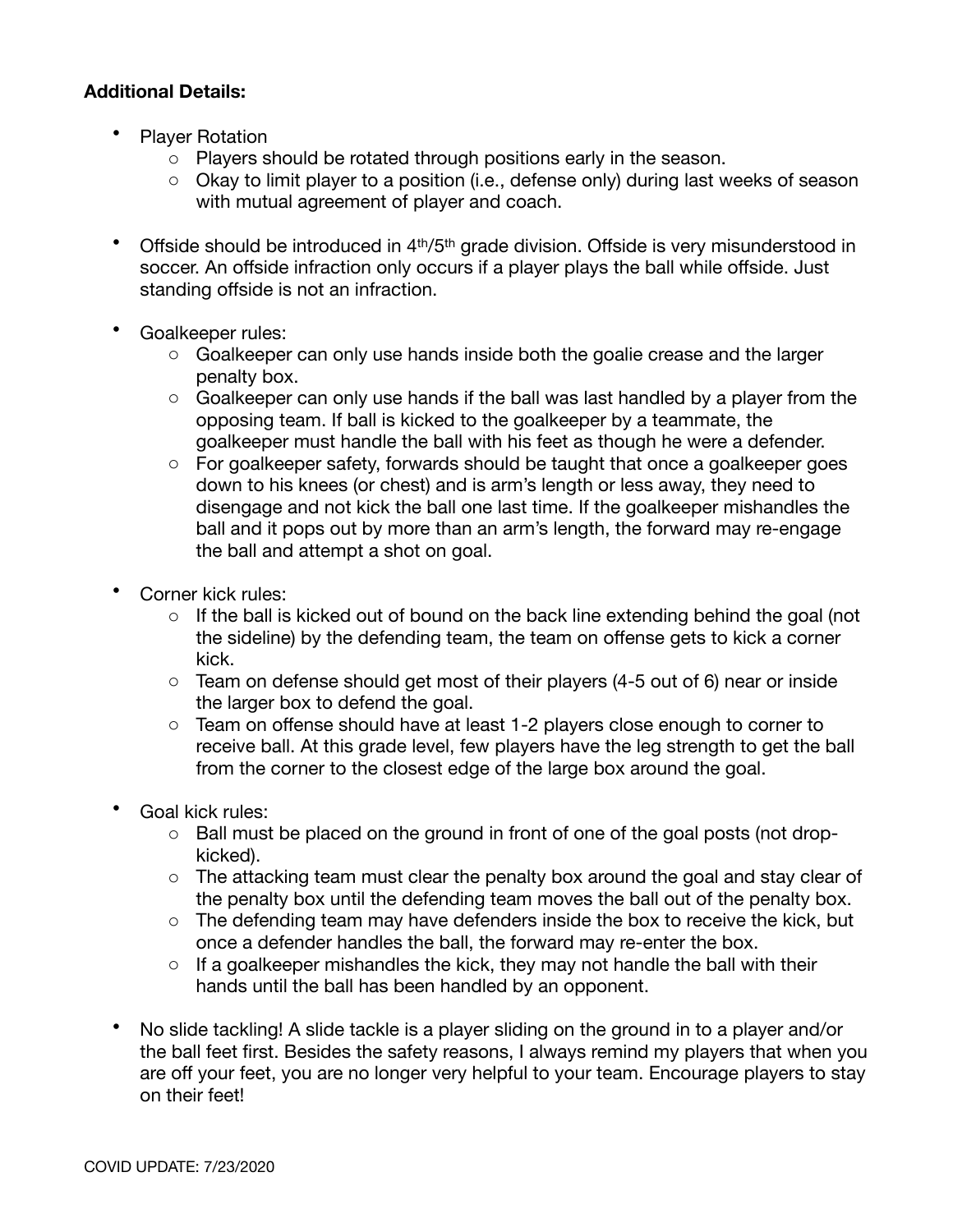**Additional Details:**

- Player Rotation
  - Players should be rotated through positions early in the season.
  - Okay to limit player to a position (i.e., defense only) during last weeks of season with mutual agreement of player and coach.

- Offside should be introduced in 4th/5th grade division. Offside is very misunderstood in soccer. An offside infraction only occurs if a player plays the ball while offside. Just standing offside is not an infraction.

- Goalkeeper rules:
  - Goalkeeper can only use hands inside both the goalie crease and the larger penalty box.
  - Goalkeeper can only use hands if the ball was last handled by a player from the opposing team. If ball is kicked to the goalkeeper by a teammate, the goalkeeper must handle the ball with his feet as though he were a defender.
  - For goalkeeper safety, forwards should be taught that once a goalkeeper goes down to his knees (or chest) and is arm's length or less away, they need to disengage and not kick the ball one last time. If the goalkeeper mishandles the ball and it pops out by more than an arm's length, the forward may re-engage the ball and attempt a shot on goal.

- Corner kick rules:
  - If the ball is kicked out of bound on the back line extending behind the goal (not the sideline) by the defending team, the team on offense gets to kick a corner kick.
  - Team on defense should get most of their players (4-5 out of 6) near or inside the larger box to defend the goal.
  - Team on offense should have at least 1-2 players close enough to corner to receive ball. At this grade level, few players have the leg strength to get the ball from the corner to the closest edge of the large box around the goal.

- Goal kick rules:
  - Ball must be placed on the ground in front of one of the goal posts (not drop-kicked).
  - The attacking team must clear the penalty box around the goal and stay clear of the penalty box until the defending team moves the ball out of the penalty box.
  - The defending team may have defenders inside the box to receive the kick, but once a defender handles the ball, the forward may re-enter the box.
  - If a goalkeeper mishandles the kick, they may not handle the ball with their hands until the ball has been handled by an opponent.

- No slide tackling! A slide tackle is a player sliding on the ground in to a player and/or the ball feet first. Besides the safety reasons, I always remind my players that when you are off your feet, you are no longer very helpful to your team. Encourage players to stay on their feet!